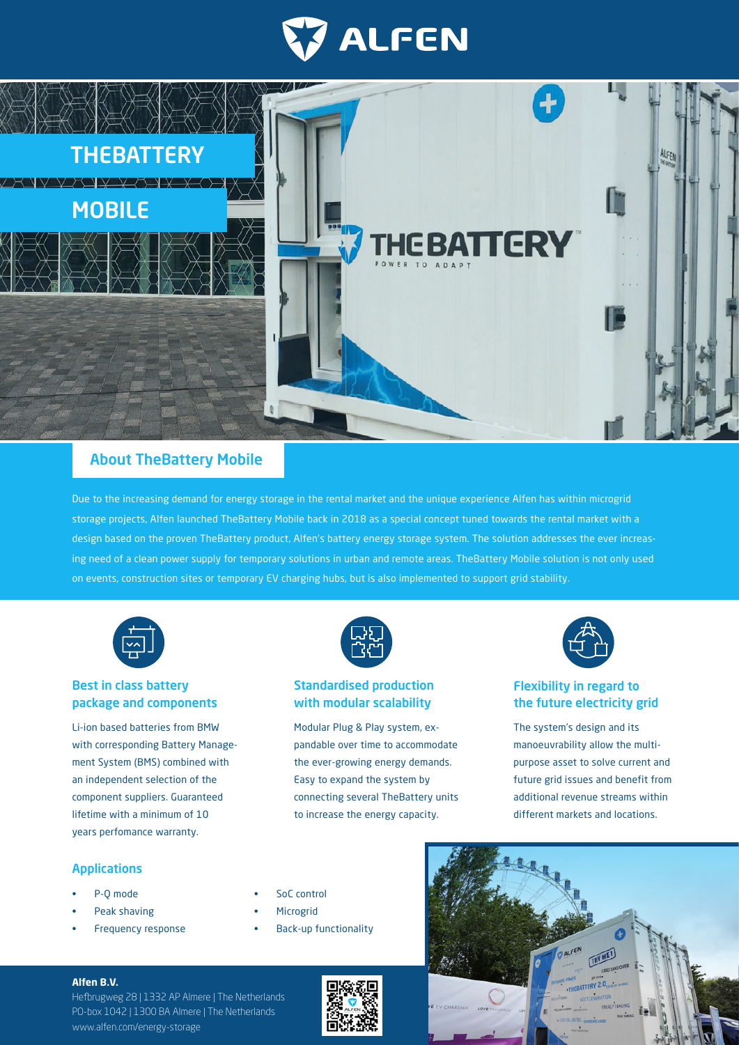# THEBATTERY MOBILE

## About TheBattery Mobile

Due to the increasing demand for energy storage in the rental market and the unique experience Alfen has within microgrid storage projects, Alfen launched TheBattery Mobile back in 2018 as a special concept tuned towards the rental market with a design based on the proven TheBattery product, Alfen's battery energy storage system. The solution addresses the ever increasing need of a clean power supply for temporary solutions in urban and remote areas. TheBattery Mobile solution is not only used on events, construction sites or temporary EV charging hubs, but is also implemented to support grid stability.

### Best in class battery package and components

Li-ion based batteries from BMW with corresponding Battery Management System (BMS) combined with an independent selection of the component suppliers. Guaranteed lifetime with a minimum of 10 years perfomance warranty.

### Standardised production with modular scalability

Modular Plug & Play system, expandable over time to accommodate the ever-growing energy demands. Easy to expand the system by connecting several TheBattery units to increase the energy capacity.

### Flexibility in regard to the future electricity grid

The system's design and its manoeuvrability allow the multi-purpose asset to solve current and future grid issues and benefit from additional revenue streams within different markets and locations.

## Applications

- P-Q mode
- Peak shaving
- Frequency response
- SoC control
- Microgrid
- Back-up functionality

**Alfen B.V.**
Hefbrugweg 28 | 1332 AP Almere | The Netherlands
PO-box 1042 | 1300 BA Almere | The Netherlands
www.alfen.com/energy-storage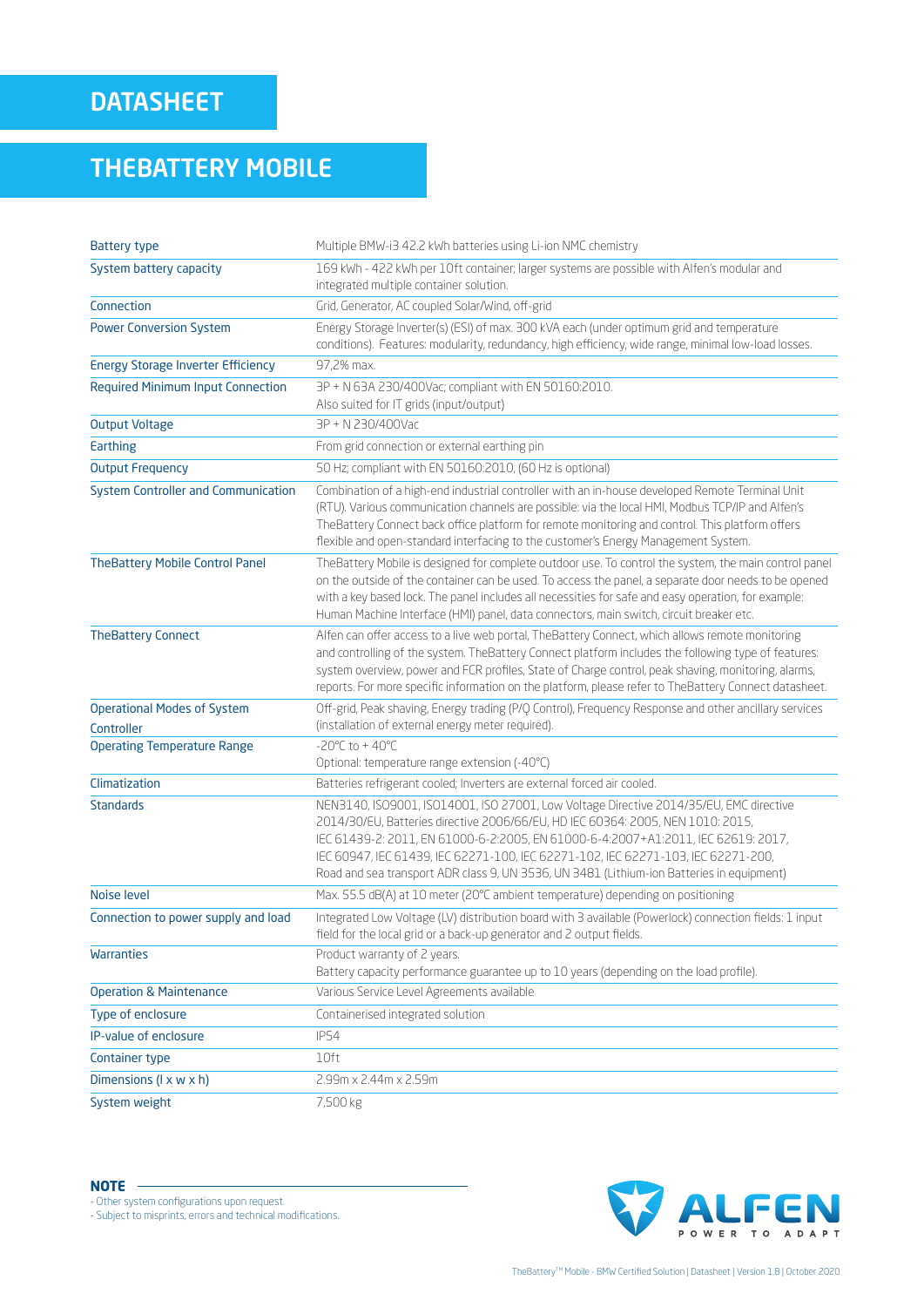# DATASHEET

# THEBATTERY MOBILE

| | |
|---|---|
| Battery type | Multiple BMW-i3 42.2 kWh batteries using Li-ion NMC chemistry |
| System battery capacity | 169 kWh - 422 kWh per 10ft container; larger systems are possible with Alfen's modular and integrated multiple container solution. |
| Connection | Grid, Generator, AC coupled Solar/Wind, off-grid |
| Power Conversion System | Energy Storage Inverter(s) (ESI) of max. 300 kVA each (under optimum grid and temperature conditions). Features: modularity, redundancy, high efficiency, wide range, minimal low-load losses. |
| Energy Storage Inverter Efficiency | 97,2% max. |
| Required Minimum Input Connection | 3P + N 63A 230/400Vac; compliant with EN 50160:2010. Also suited for IT grids (input/output) |
| Output Voltage | 3P + N 230/400Vac |
| Earthing | From grid connection or external earthing pin |
| Output Frequency | 50 Hz; compliant with EN 50160:2010, (60 Hz is optional) |
| System Controller and Communication | Combination of a high-end industrial controller with an in-house developed Remote Terminal Unit (RTU). Various communication channels are possible: via the local HMI, Modbus TCP/IP and Alfen's TheBattery Connect back office platform for remote monitoring and control. This platform offers flexible and open-standard interfacing to the customer's Energy Management System. |
| TheBattery Mobile Control Panel | TheBattery Mobile is designed for complete outdoor use. To control the system, the main control panel on the outside of the container can be used. To access the panel, a separate door needs to be opened with a key based lock. The panel includes all necessities for safe and easy operation, for example: Human Machine Interface (HMI) panel, data connectors, main switch, circuit breaker etc. |
| TheBattery Connect | Alfen can offer access to a live web portal, TheBattery Connect, which allows remote monitoring and controlling of the system. TheBattery Connect platform includes the following type of features: system overview, power and FCR profiles, State of Charge control, peak shaving, monitoring, alarms, reports. For more specific information on the platform, please refer to TheBattery Connect datasheet. |
| Operational Modes of System Controller | Off-grid, Peak shaving, Energy trading (P/Q Control), Frequency Response and other ancillary services (installation of external energy meter required). |
| Operating Temperature Range | -20°C to + 40°C<br>Optional: temperature range extension (-40°C) |
| Climatization | Batteries refrigerant cooled; Inverters are external forced air cooled. |
| Standards | NEN3140, ISO9001, ISO14001, ISO 27001, Low Voltage Directive 2014/35/EU, EMC directive 2014/30/EU, Batteries directive 2006/66/EU, HD IEC 60364: 2005, NEN 1010: 2015, IEC 61439-2: 2011, EN 61000-6-2:2005, EN 61000-6-4:2007+A1:2011, IEC 62619: 2017, IEC 60947, IEC 61439, IEC 62271-100, IEC 62271-102, IEC 62271-103, IEC 62271-200, Road and sea transport ADR class 9, UN 3536, UN 3481 (Lithium-ion Batteries in equipment) |
| Noise level | Max. 55.5 dB(A) at 10 meter (20°C ambient temperature) depending on positioning |
| Connection to power supply and load | Integrated Low Voltage (LV) distribution board with 3 available (Powerlock) connection fields: 1 input field for the local grid or a back-up generator and 2 output fields. |
| Warranties | Product warranty of 2 years.<br>Battery capacity performance guarantee up to 10 years (depending on the load profile). |
| Operation & Maintenance | Various Service Level Agreements available |
| Type of enclosure | Containerised integrated solution |
| IP-value of enclosure | IP54 |
| Container type | 10ft |
| Dimensions (l x w x h) | 2.99m x 2.44m x 2.59m |
| System weight | 7,500 kg |

**NOTE**

- Other system configurations upon request.
- Subject to misprints, errors and technical modifications.

ALFEN POWER TO ADAPT